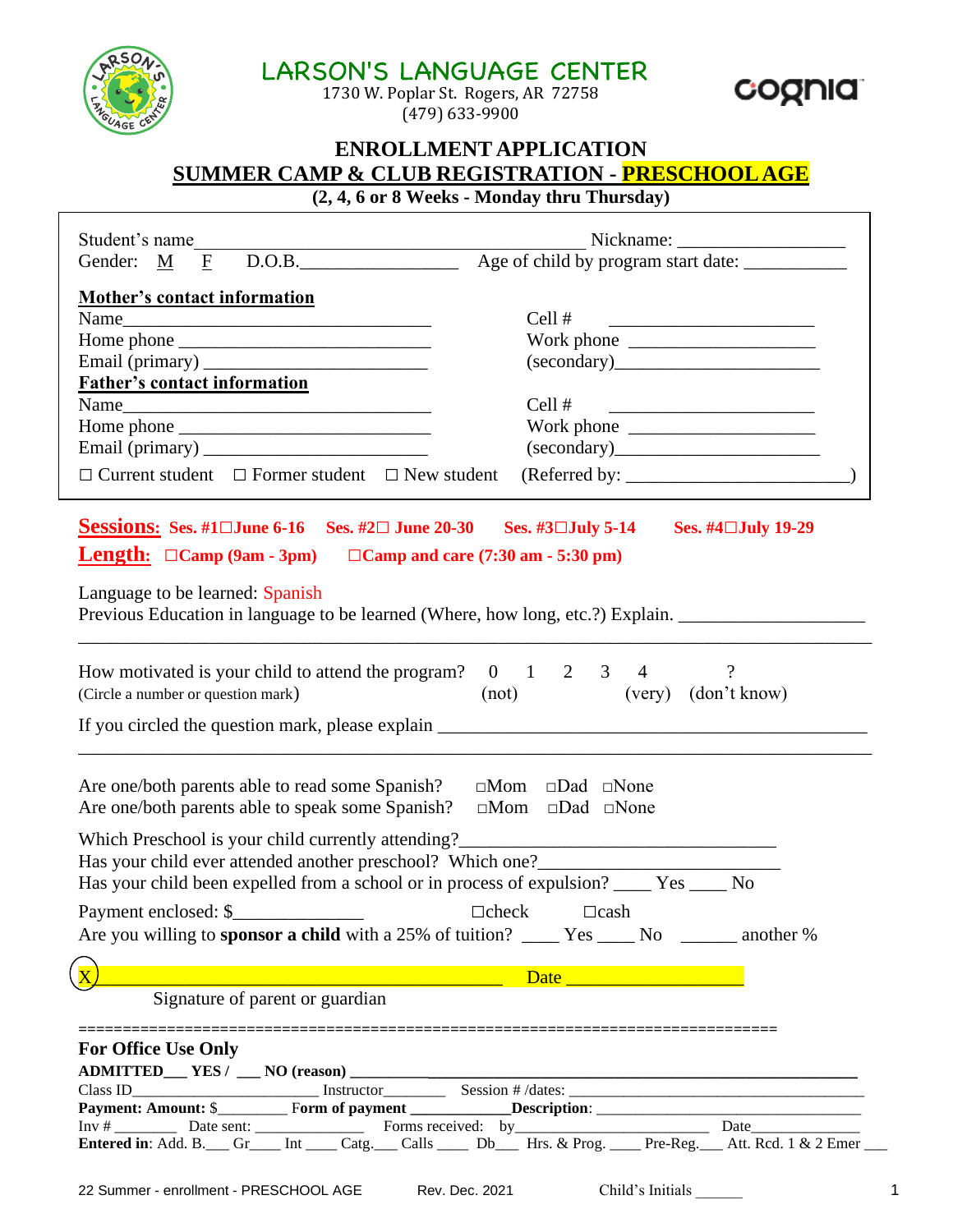# LARSON'S LANGUAGE CENTER

1730 W. Poplar St. Rogers, AR 72758
(479) 633-9900

## ENROLLMENT APPLICATION

## SUMMER CAMP & CLUB REGISTRATION - PRESCHOOL AGE

**(2, 4, 6 or 8 Weeks - Monday thru Thursday)**

Student's name ________________________________________ Nickname: ________________

Gender: M F D.O.B.________________ Age of child by program start date: ___________

**Mother's contact information**

Name________________________________ Cell # ____________________

Home phone __________________________ Work phone ___________________

Email (primary) ______________________ (secondary)_____________________

**Father's contact information**

Name________________________________ Cell # ____________________

Home phone __________________________ Work phone ___________________

Email (primary) ______________________ (secondary)_____________________

☐ Current student ☐ Former student ☐ New student (Referred by: ______________________)

**Sessions:** **Ses. #1☐June 6-16** **Ses. #2☐ June 20-30** **Ses. #3☐July 5-14** **Ses. #4☐July 19-29**

**Length:** **☐Camp (9am - 3pm)** **☐Camp and care (7:30 am - 5:30 pm)**

Language to be learned: Spanish

Previous Education in language to be learned (Where, how long, etc.?) Explain. ___________________

_______________________________________________________________________________

How motivated is your child to attend the program? 0 (not) 1 2 3 4 (very) ? (don't know)
(Circle a number or question mark)

If you circled the question mark, please explain ________________________________________

_______________________________________________________________________________

Are one/both parents able to read some Spanish? ☐Mom ☐Dad ☐None

Are one/both parents able to speak some Spanish? ☐Mom ☐Dad ☐None

Which Preschool is your child currently attending?_________________________________

Has your child ever attended another preschool? Which one?_______________________

Has your child been expelled from a school or in process of expulsion? ____ Yes ____ No

Payment enclosed: $_____________ ☐check ☐cash

Are you willing to **sponsor a child** with a 25% of tuition? ____ Yes ____ No ______ another %

X_____________________________________________ Date __________________

Signature of parent or guardian

=============================================================================

**For Office Use Only**

**ADMITTED___ YES / ___ NO (reason)** ____________________________________________

Class ID_______________________ Instructor________ Session # /dates: _____________________

**Payment: Amount:** $_________ **Form of payment** ____________**Description**: ____________________

Inv # ________ Date sent: ____________ Forms received: by_____________________ Date_____________

**Entered in**: Add. B.___ Gr____ Int ____ Catg.___ Calls ____ Db___ Hrs. & Prog. ____ Pre-Reg.___ Att. Rcd. 1 & 2 Emer ___

22 Summer - enrollment - PRESCHOOL AGE Rev. Dec. 2021 Child's Initials ______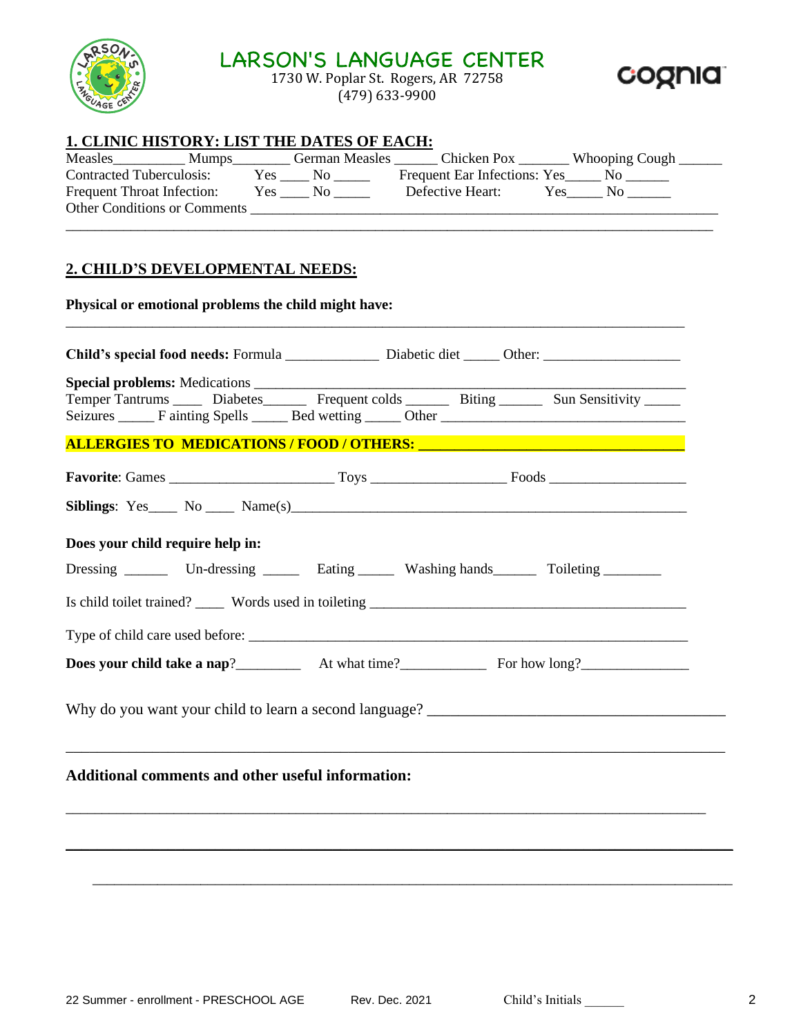# LARSON'S LANGUAGE CENTER

1730 W. Poplar St. Rogers, AR 72758
(479) 633-9900

cognia

## 1. CLINIC HISTORY: LIST THE DATES OF EACH:

Measles__________ Mumps________ German Measles ______ Chicken Pox _______ Whooping Cough ______
Contracted Tuberculosis: Yes ____ No _____ Frequent Ear Infections: Yes_____ No ______
Frequent Throat Infection: Yes ____ No _____ Defective Heart: Yes_____ No ______
Other Conditions or Comments ______________________________________________________________________
_____________________________________________________________________________________

## 2. CHILD'S DEVELOPMENTAL NEEDS:

**Physical or emotional problems the child might have:**

_____________________________________________________________________________________

**Child's special food needs:** Formula _____________ Diabetic diet _____ Other: ___________________

**Special problems:** Medications ____________________________________________________________
Temper Tantrums ____ Diabetes______ Frequent colds ______ Biting ______ Sun Sensitivity _____
Seizures _____ F ainting Spells _____ Bed wetting _____ Other __________________________________

**ALLERGIES TO MEDICATIONS / FOOD / OTHERS: ____________________________________**

**Favorite**: Games ______________________ Toys __________________ Foods __________________

**Siblings**: Yes____ No ____ Name(s)______________________________________________________

**Does your child require help in:**

Dressing ______ Un-dressing _____ Eating _____ Washing hands______ Toileting ________

Is child toilet trained? ____ Words used in toileting __________________________________________

Type of child care used before: ___________________________________________________________

**Does your child take a nap**?_________ At what time?___________ For how long?______________

Why do you want your child to learn a second language? ______________________________________

_____________________________________________________________________________________

**Additional comments and other useful information:**

_____________________________________________________________________________________

_____________________________________________________________________________________

_____________________________________________________________________________________

22 Summer - enrollment - PRESCHOOL AGE Rev. Dec. 2021 Child's Initials ______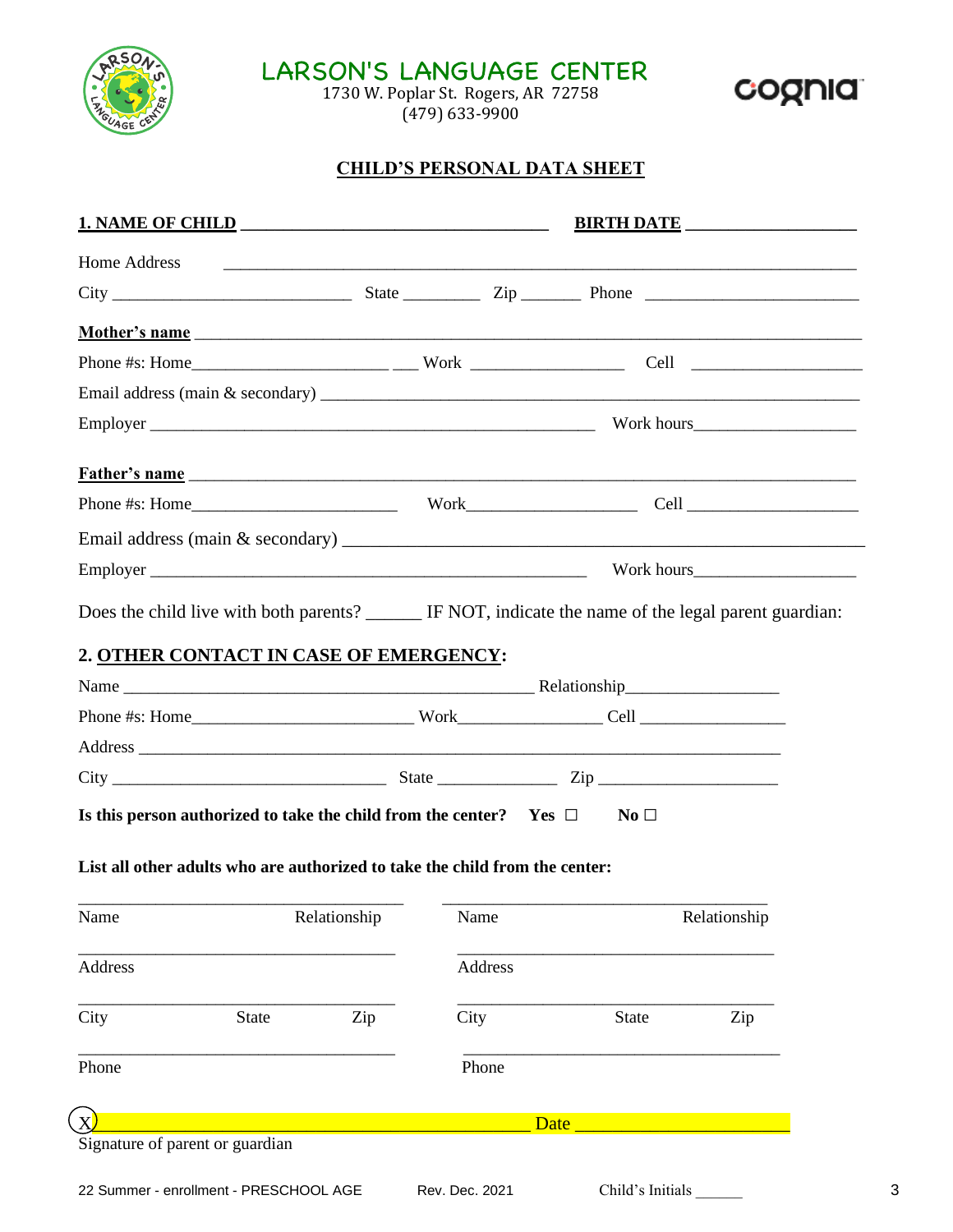**LARSON'S LANGUAGE CENTER**
1730 W. Poplar St. Rogers, AR 72758
(479) 633-9900

# CHILD'S PERSONAL DATA SHEET

**1. NAME OF CHILD** ________________________________ **BIRTH DATE** ____________________

Home Address ______________________________________________________________

City ______________________ State ________ Zip _______ Phone ______________________

**Mother's name** ____________________________________________________________

Phone #s: Home______________________ ___ Work _________________ Cell ___________________

Email address (main & secondary) _____________________________________________

Employer ______________________________________________ Work hours__________________

**Father's name** ____________________________________________________________

Phone #s: Home______________________ Work___________________ Cell ___________________

Email address (main & secondary) _____________________________________________

Employer ______________________________________________ Work hours__________________

Does the child live with both parents? ______ IF NOT, indicate the name of the legal parent guardian:

## 2. OTHER CONTACT IN CASE OF EMERGENCY:

Name ___________________________________________ Relationship_________________

Phone #s: Home________________________ Work________________ Cell _________________

Address ___________________________________________________________________

City ______________________________ State ______________ Zip _____________________

**Is this person authorized to take the child from the center?** **Yes** ☐ **No** ☐

**List all other adults who are authorized to take the child from the center:**

| | |
|---|---|
| ___________________________________ | ___________________________________ |
| Name Relationship | Name Relationship |
| ___________________________________ | ___________________________________ |
| Address | Address |
| ___________________________________ | ___________________________________ |
| City State Zip | City State Zip |
| ___________________________________ | ___________________________________ |
| Phone | Phone |

X ___________________________________________ Date ________________________

Signature of parent or guardian

22 Summer - enrollment - PRESCHOOL AGE Rev. Dec. 2021 Child's Initials ______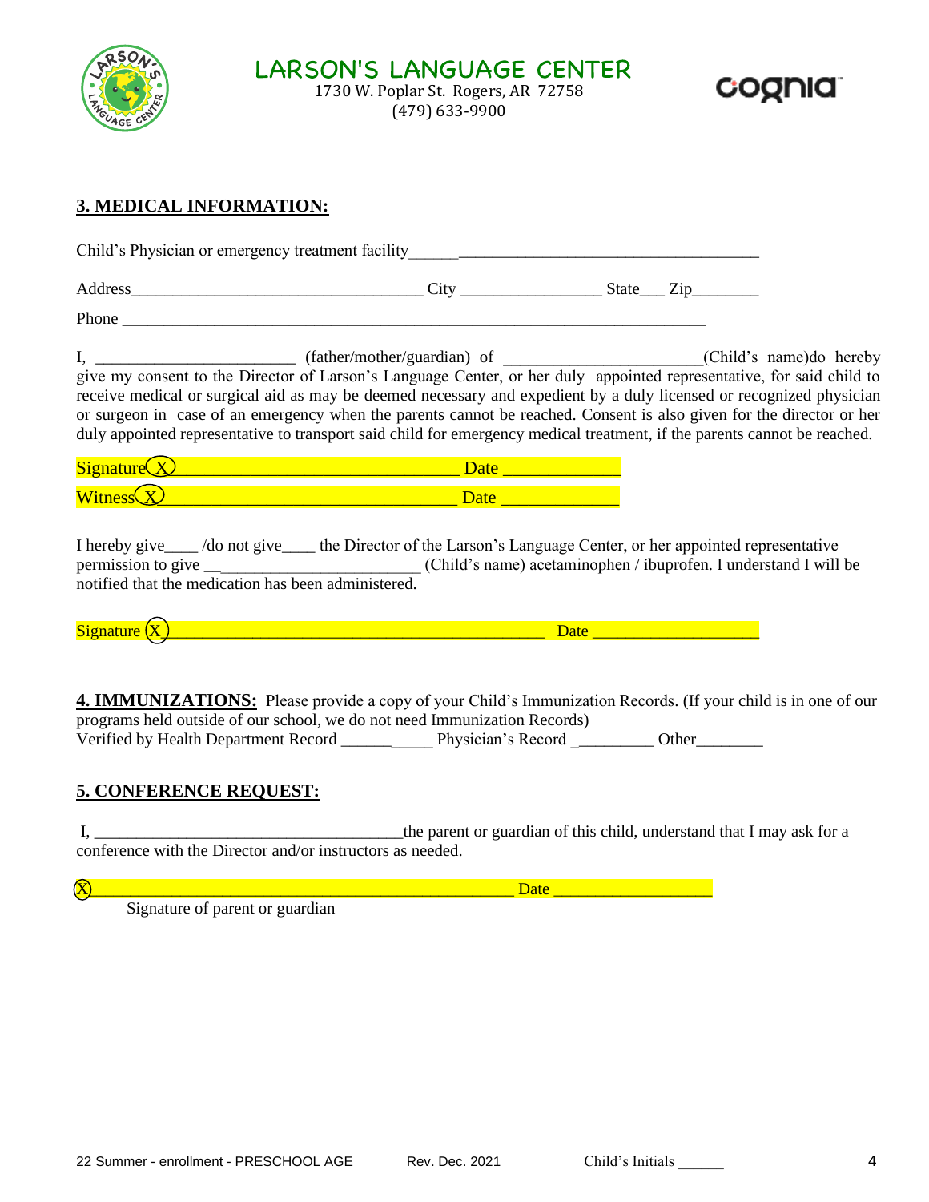# LARSON'S LANGUAGE CENTER

1730 W. Poplar St. Rogers, AR 72758
(479) 633-9900

## 3. MEDICAL INFORMATION:

Child's Physician or emergency treatment facility_________________________________________

Address___________________________________ City ________________ State___ Zip________

Phone ___________________________________________________________________________

I, _______________________ (father/mother/guardian) of _______________________(Child's name)do hereby give my consent to the Director of Larson's Language Center, or her duly appointed representative, for said child to receive medical or surgical aid as may be deemed necessary and expedient by a duly licensed or recognized physician or surgeon in case of an emergency when the parents cannot be reached. Consent is also given for the director or her duly appointed representative to transport said child for emergency medical treatment, if the parents cannot be reached.

Signature X_________________________________ Date _____________

Witness X_________________________________ Date _____________

I hereby give____ /do not give____ the Director of the Larson's Language Center, or her appointed representative permission to give ________________________ (Child's name) acetaminophen / ibuprofen. I understand I will be notified that the medication has been administered.

Signature X_____________________________________________ Date ___________________

**4. IMMUNIZATIONS:** Please provide a copy of your Child's Immunization Records. (If your child is in one of our programs held outside of our school, we do not need Immunization Records)
Verified by Health Department Record ___________ Physician's Record __________ Other________

## 5. CONFERENCE REQUEST:

I, ____________________________________the parent or guardian of this child, understand that I may ask for a conference with the Director and/or instructors as needed.

X___________________________________________________ Date __________________
Signature of parent or guardian

22 Summer - enrollment - PRESCHOOL AGE Rev. Dec. 2021 Child's Initials ______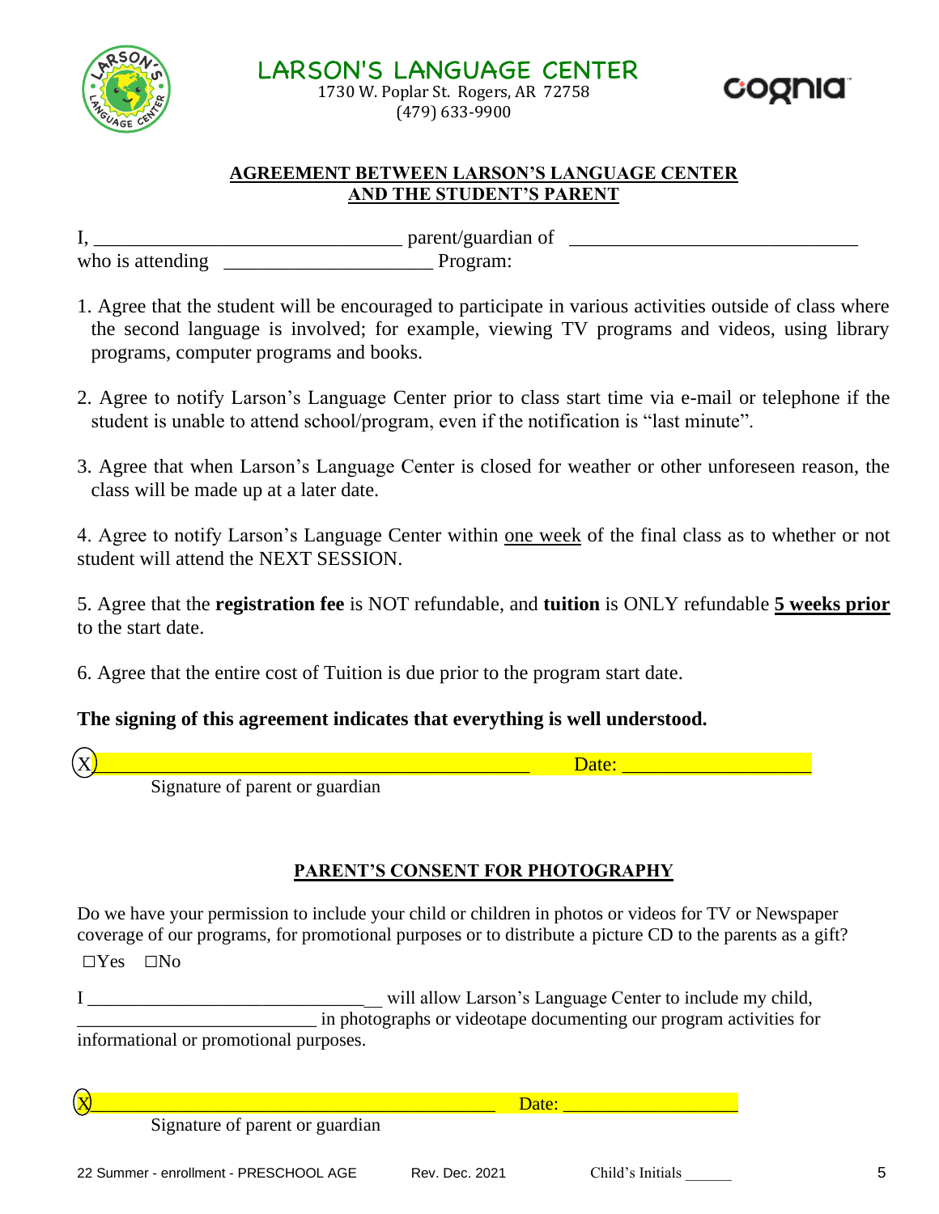# LARSON'S LANGUAGE CENTER

1730 W. Poplar St. Rogers, AR 72758
(479) 633-9900

## AGREEMENT BETWEEN LARSON'S LANGUAGE CENTER AND THE STUDENT'S PARENT

I, ______________________________ parent/guardian of ____________________________
who is attending ____________________ Program:

1. Agree that the student will be encouraged to participate in various activities outside of class where the second language is involved; for example, viewing TV programs and videos, using library programs, computer programs and books.

2. Agree to notify Larson's Language Center prior to class start time via e-mail or telephone if the student is unable to attend school/program, even if the notification is "last minute".

3. Agree that when Larson's Language Center is closed for weather or other unforeseen reason, the class will be made up at a later date.

4. Agree to notify Larson's Language Center within one week of the final class as to whether or not student will attend the NEXT SESSION.

5. Agree that the **registration fee** is NOT refundable, and **tuition** is ONLY refundable **5 weeks prior** to the start date.

6. Agree that the entire cost of Tuition is due prior to the program start date.

**The signing of this agreement indicates that everything is well understood.**

X___________________________________________ Date: __________________

Signature of parent or guardian

## PARENT'S CONSENT FOR PHOTOGRAPHY

Do we have your permission to include your child or children in photos or videos for TV or Newspaper coverage of our programs, for promotional purposes or to distribute a picture CD to the parents as a gift?

☐Yes ☐No

I ________________________________ will allow Larson's Language Center to include my child, __________________________ in photographs or videotape documenting our program activities for informational or promotional purposes.

X___________________________________________ Date: __________________

Signature of parent or guardian

22 Summer - enrollment - PRESCHOOL AGE Rev. Dec. 2021 Child's Initials ______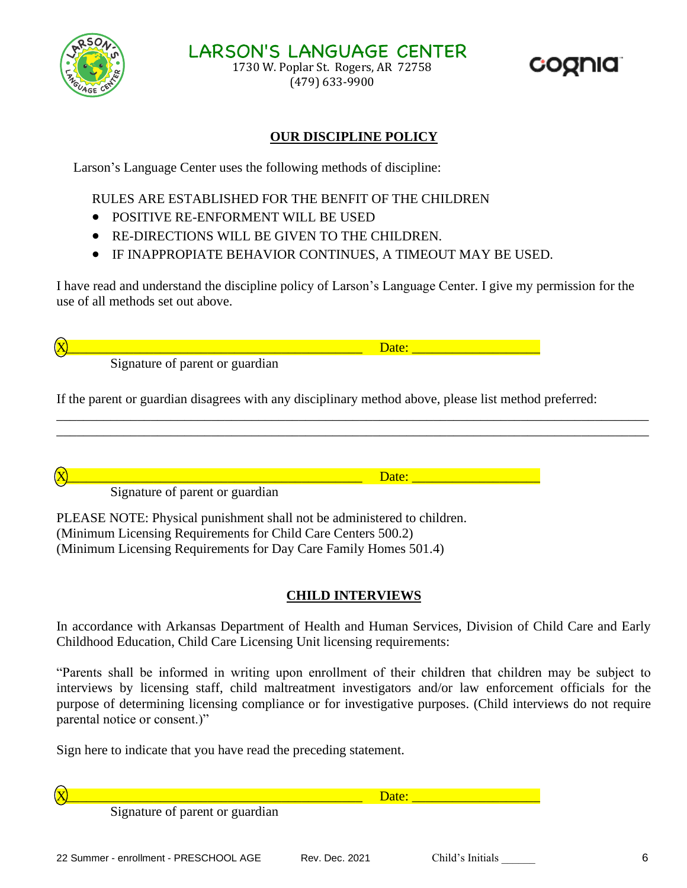**LARSON'S LANGUAGE CENTER**
1730 W. Poplar St. Rogers, AR 72758
(479) 633-9900

## OUR DISCIPLINE POLICY

Larson's Language Center uses the following methods of discipline:

RULES ARE ESTABLISHED FOR THE BENFIT OF THE CHILDREN

- POSITIVE RE-ENFORMENT WILL BE USED
- RE-DIRECTIONS WILL BE GIVEN TO THE CHILDREN.
- IF INAPPROPIATE BEHAVIOR CONTINUES, A TIMEOUT MAY BE USED.

I have read and understand the discipline policy of Larson's Language Center. I give my permission for the use of all methods set out above.

X_____________________________________________ Date: ___________________
Signature of parent or guardian

If the parent or guardian disagrees with any disciplinary method above, please list method preferred:
_____________________________________________________________________________________
_____________________________________________________________________________________

X_____________________________________________ Date: ___________________
Signature of parent or guardian

PLEASE NOTE: Physical punishment shall not be administered to children.
(Minimum Licensing Requirements for Child Care Centers 500.2)
(Minimum Licensing Requirements for Day Care Family Homes 501.4)

## CHILD INTERVIEWS

In accordance with Arkansas Department of Health and Human Services, Division of Child Care and Early Childhood Education, Child Care Licensing Unit licensing requirements:

"Parents shall be informed in writing upon enrollment of their children that children may be subject to interviews by licensing staff, child maltreatment investigators and/or law enforcement officials for the purpose of determining licensing compliance or for investigative purposes. (Child interviews do not require parental notice or consent.)"

Sign here to indicate that you have read the preceding statement.

X_____________________________________________ Date: ___________________
Signature of parent or guardian

22 Summer - enrollment - PRESCHOOL AGE Rev. Dec. 2021 Child's Initials ______